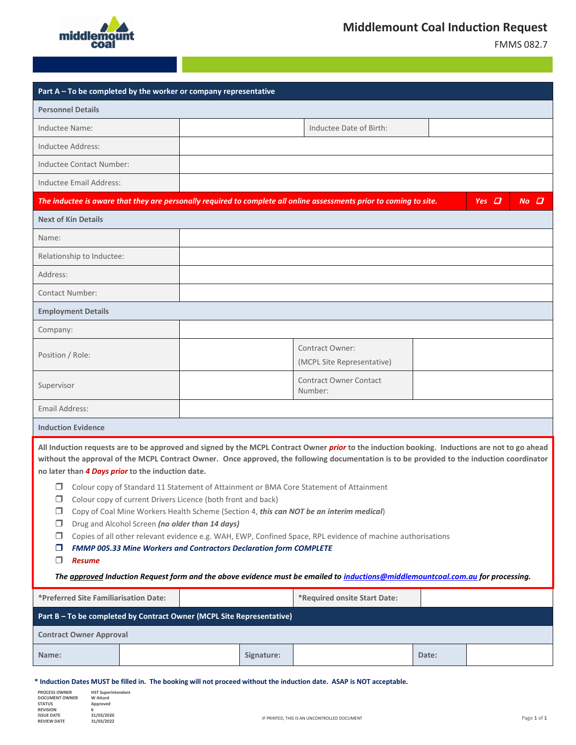# Middlemount Coal Induction Request

FMMS 082.7

| **Part A – To be completed by the worker or company representative** | | | |
|---|---|---|---|
| **Personnel Details** | | | |
| Inductee Name: | | Inductee Date of Birth: | |
| Inductee Address: | | | |
| Inductee Contact Number: | | | |
| Inductee Email Address: | | | |
| ***The inductee is aware that they are personally required to complete all online assessments prior to coming to site.*** | | ***Yes*** ☐ | ***No*** ☐ |
| **Next of Kin Details** | | | |
| Name: | | | |
| Relationship to Inductee: | | | |
| Address: | | | |
| Contact Number: | | | |
| **Employment Details** | | | |
| Company: | | | |
| Position / Role: | | Contract Owner: (MCPL Site Representative) | |
| Supervisor | | Contract Owner Contact Number: | |
| Email Address: | | | |
| **Induction Evidence** | | | |

**All Induction requests are to be approved and signed by the MCPL Contract Owner *prior* to the induction booking. Inductions are not to go ahead without the approval of the MCPL Contract Owner. Once approved, the following documentation is to be provided to the induction coordinator no later than *4 Days prior* to the induction date.**

- ☐ Colour copy of Standard 11 Statement of Attainment or BMA Core Statement of Attainment
- ☐ Colour copy of current Drivers Licence (both front and back)
- ☐ Copy of Coal Mine Workers Health Scheme (Section 4, ***this can NOT be an interim medical***)
- ☐ Drug and Alcohol Screen ***(no older than 14 days)***
- ☐ Copies of all other relevant evidence e.g. WAH, EWP, Confined Space, RPL evidence of machine authorisations
- ☐ ***FMMP 005.33 Mine Workers and Contractors Declaration form COMPLETE***
- ☐ ***Resume***

***The approved Induction Request form and the above evidence must be emailed to inductions@middlemountcoal.com.au for processing.***

| **\*Preferred Site Familiarisation Date:** | | **\*Required onsite Start Date:** | | | |
|---|---|---|---|---|---|
| **Part B – To be completed by Contract Owner (MCPL Site Representative)** | | | | | |
| **Contract Owner Approval** | | | | | |
| **Name:** | | **Signature:** | | **Date:** | |

**\* Induction Dates MUST be filled in. The booking will not proceed without the induction date. ASAP is NOT acceptable.**

| | |
|---|---|
| PROCESS OWNER | HST Superintendent |
| DOCUMENT OWNER | W Attard |
| STATUS | Approved |
| REVISION | 6 |
| ISSUE DATE | 31/03/2020 |
| REVIEW DATE | 31/03/2022 |

IF PRINTED, THIS IS AN UNCONTROLLED DOCUMENT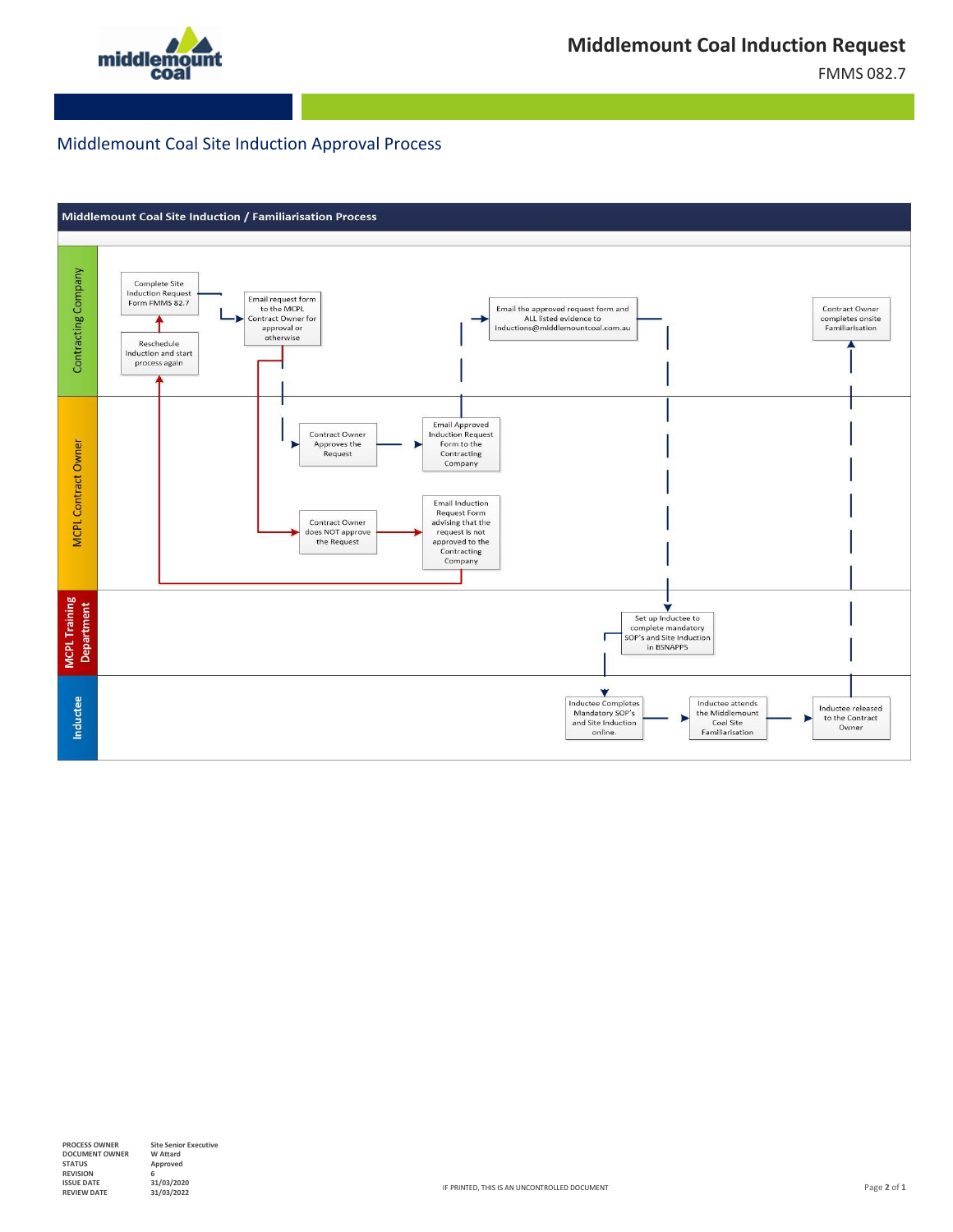## Middlemount Coal Site Induction Approval Process

**Middlemount Coal Site Induction / Familiarisation Process**

Contracting Company

MCPL Contract Owner

MCPL Training Department

Inductee

Complete Site Induction Request Form FMMS 82.7

Reschedule induction and start process again

Email request form to the MCPL Contract Owner for approval or otherwise

Email the approved request form and ALL listed evidence to Inductions@middlemountcoal.com.au

Contract Owner completes onsite Familiarisation

Contract Owner Approves the Request

Email Approved Induction Request Form to the Contracting Company

Contract Owner does NOT approve the Request

Email Induction Request Form advising that the request is not approved to the Contracting Company

Set up Inductee to complete mandatory SOP's and Site Induction in BSNAPPS

Inductee Completes Mandatory SOP's and Site Induction online.

Inductee attends the Middlemount Coal Site Familiarisation

Inductee released to the Contract Owner

| | |
|---|---|
| PROCESS OWNER | Site Senior Executive |
| DOCUMENT OWNER | W Attard |
| STATUS | Approved |
| REVISION | 6 |
| ISSUE DATE | 31/03/2020 |
| REVIEW DATE | 31/03/2022 |

IF PRINTED, THIS IS AN UNCONTROLLED DOCUMENT